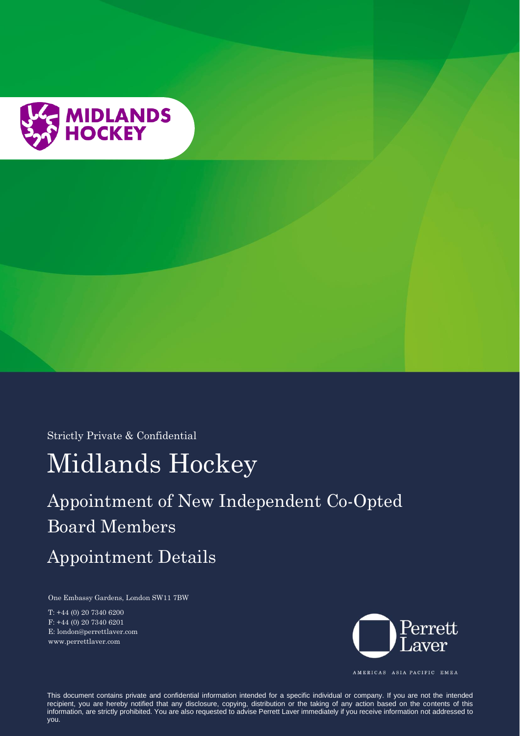MIDLANDS HOCKEY

Strictly Private & Confidential

# Midlands Hockey

## Appointment of New Independent Co-Opted Board Members

## Appointment Details

One Embassy Gardens, London SW11 7BW

T: +44 (0) 20 7340 6200
F: +44 (0) 20 7340 6201
E: london@perrettlaver.com
www.perrettlaver.com

Perrett Laver

AMERICAS ASIA PACIFIC EMEA

This document contains private and confidential information intended for a specific individual or company. If you are not the intended recipient, you are hereby notified that any disclosure, copying, distribution or the taking of any action based on the contents of this information, are strictly prohibited. You are also requested to advise Perrett Laver immediately if you receive information not addressed to you.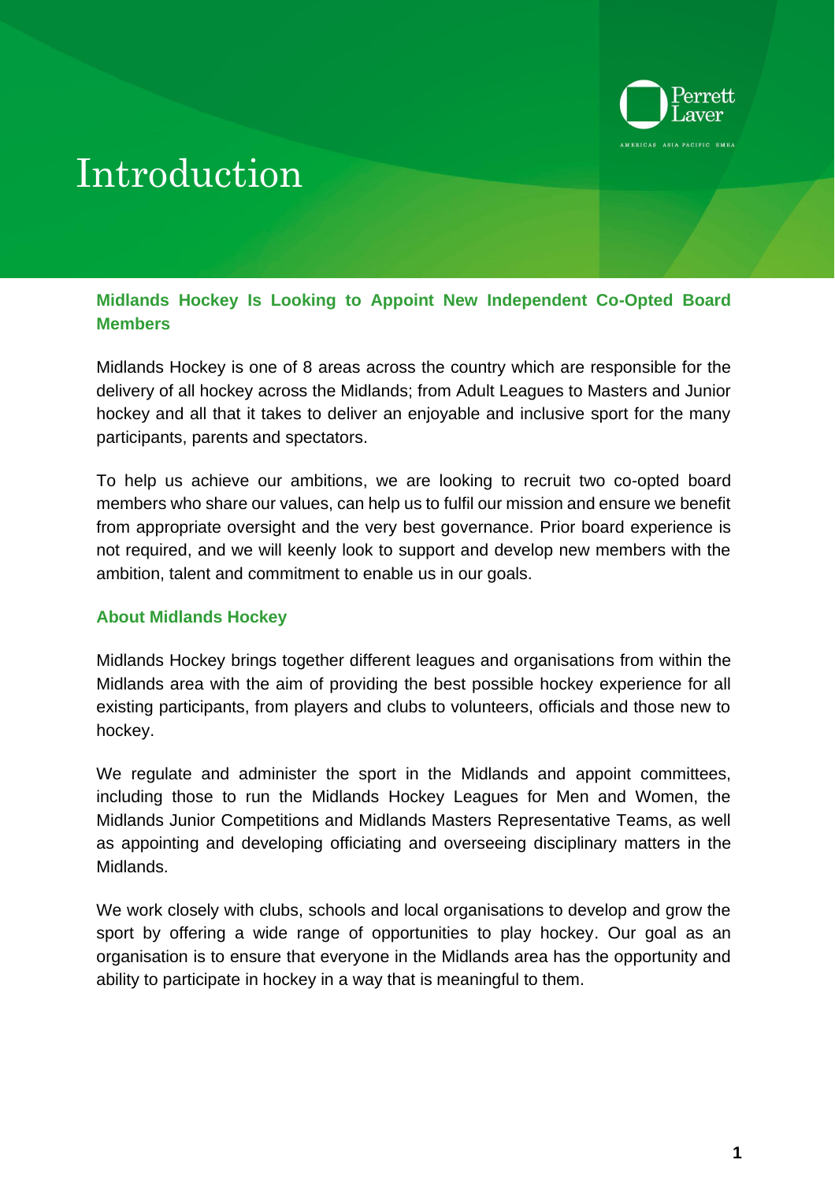# Introduction

## Midlands Hockey Is Looking to Appoint New Independent Co-Opted Board Members

Midlands Hockey is one of 8 areas across the country which are responsible for the delivery of all hockey across the Midlands; from Adult Leagues to Masters and Junior hockey and all that it takes to deliver an enjoyable and inclusive sport for the many participants, parents and spectators.

To help us achieve our ambitions, we are looking to recruit two co-opted board members who share our values, can help us to fulfil our mission and ensure we benefit from appropriate oversight and the very best governance. Prior board experience is not required, and we will keenly look to support and develop new members with the ambition, talent and commitment to enable us in our goals.

## About Midlands Hockey

Midlands Hockey brings together different leagues and organisations from within the Midlands area with the aim of providing the best possible hockey experience for all existing participants, from players and clubs to volunteers, officials and those new to hockey.

We regulate and administer the sport in the Midlands and appoint committees, including those to run the Midlands Hockey Leagues for Men and Women, the Midlands Junior Competitions and Midlands Masters Representative Teams, as well as appointing and developing officiating and overseeing disciplinary matters in the Midlands.

We work closely with clubs, schools and local organisations to develop and grow the sport by offering a wide range of opportunities to play hockey. Our goal as an organisation is to ensure that everyone in the Midlands area has the opportunity and ability to participate in hockey in a way that is meaningful to them.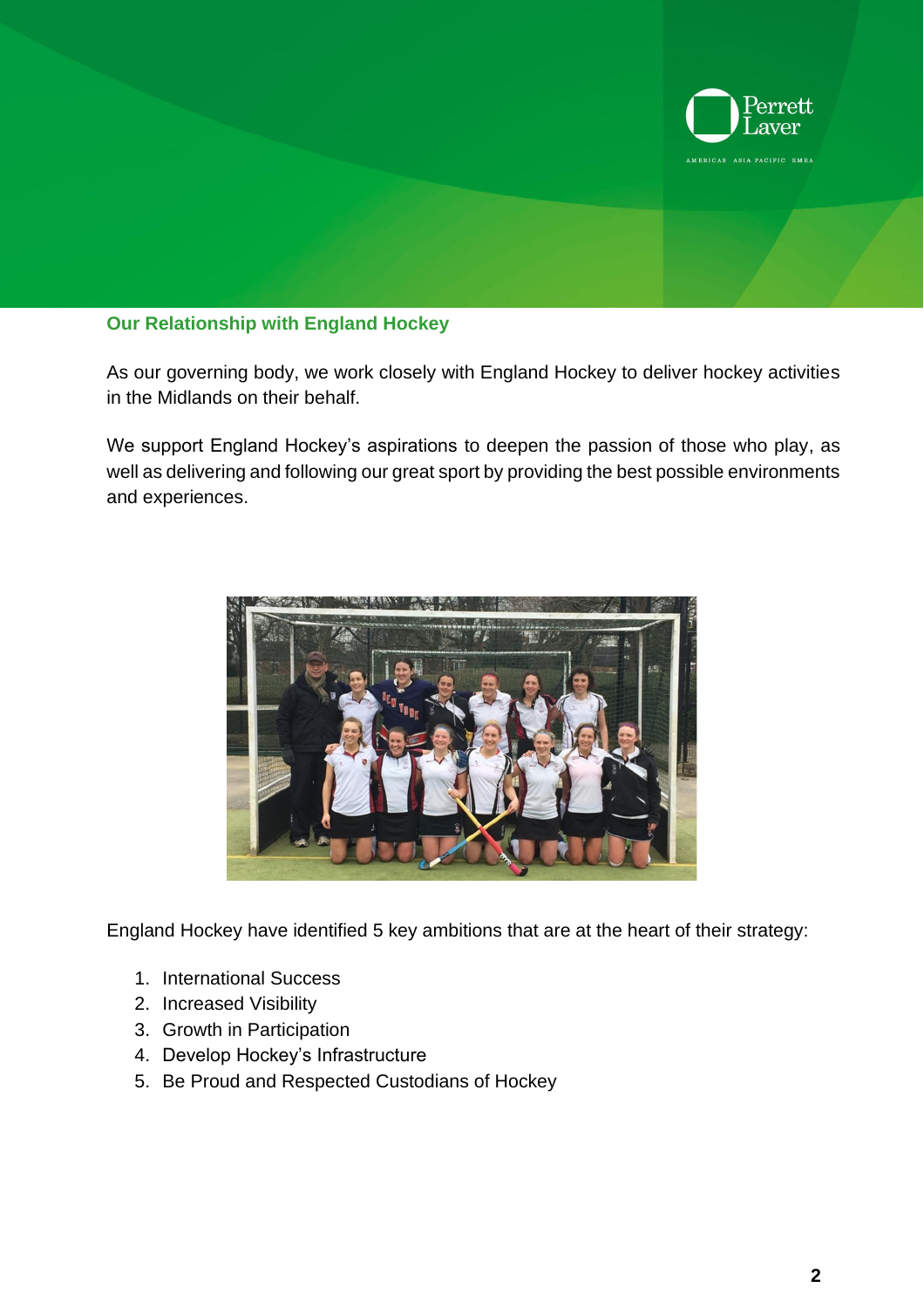## Our Relationship with England Hockey

As our governing body, we work closely with England Hockey to deliver hockey activities in the Midlands on their behalf.

We support England Hockey's aspirations to deepen the passion of those who play, as well as delivering and following our great sport by providing the best possible environments and experiences.

England Hockey have identified 5 key ambitions that are at the heart of their strategy:

1. International Success
2. Increased Visibility
3. Growth in Participation
4. Develop Hockey's Infrastructure
5. Be Proud and Respected Custodians of Hockey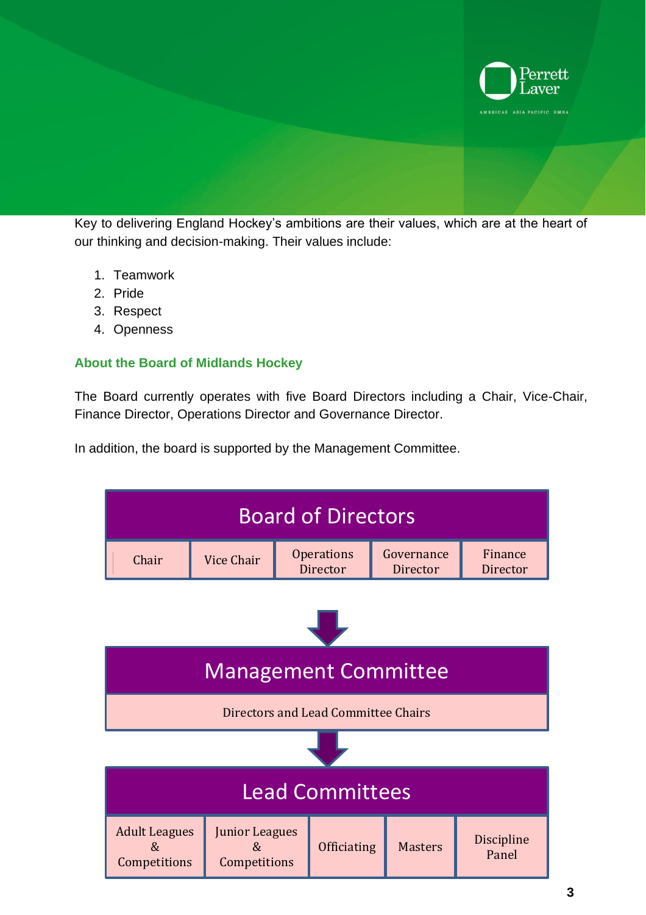Key to delivering England Hockey's ambitions are their values, which are at the heart of our thinking and decision-making. Their values include:

1. Teamwork
2. Pride
3. Respect
4. Openness

## About the Board of Midlands Hockey

The Board currently operates with five Board Directors including a Chair, Vice-Chair, Finance Director, Operations Director and Governance Director.

In addition, the board is supported by the Management Committee.

**Board of Directors**

| Chair | Vice Chair | Operations Director | Governance Director | Finance Director |
|---|---|---|---|---|

↓

**Management Committee**

Directors and Lead Committee Chairs

↓

**Lead Committees**

| Adult Leagues & Competitions | Junior Leagues & Competitions | Officiating | Masters | Discipline Panel |
|---|---|---|---|---|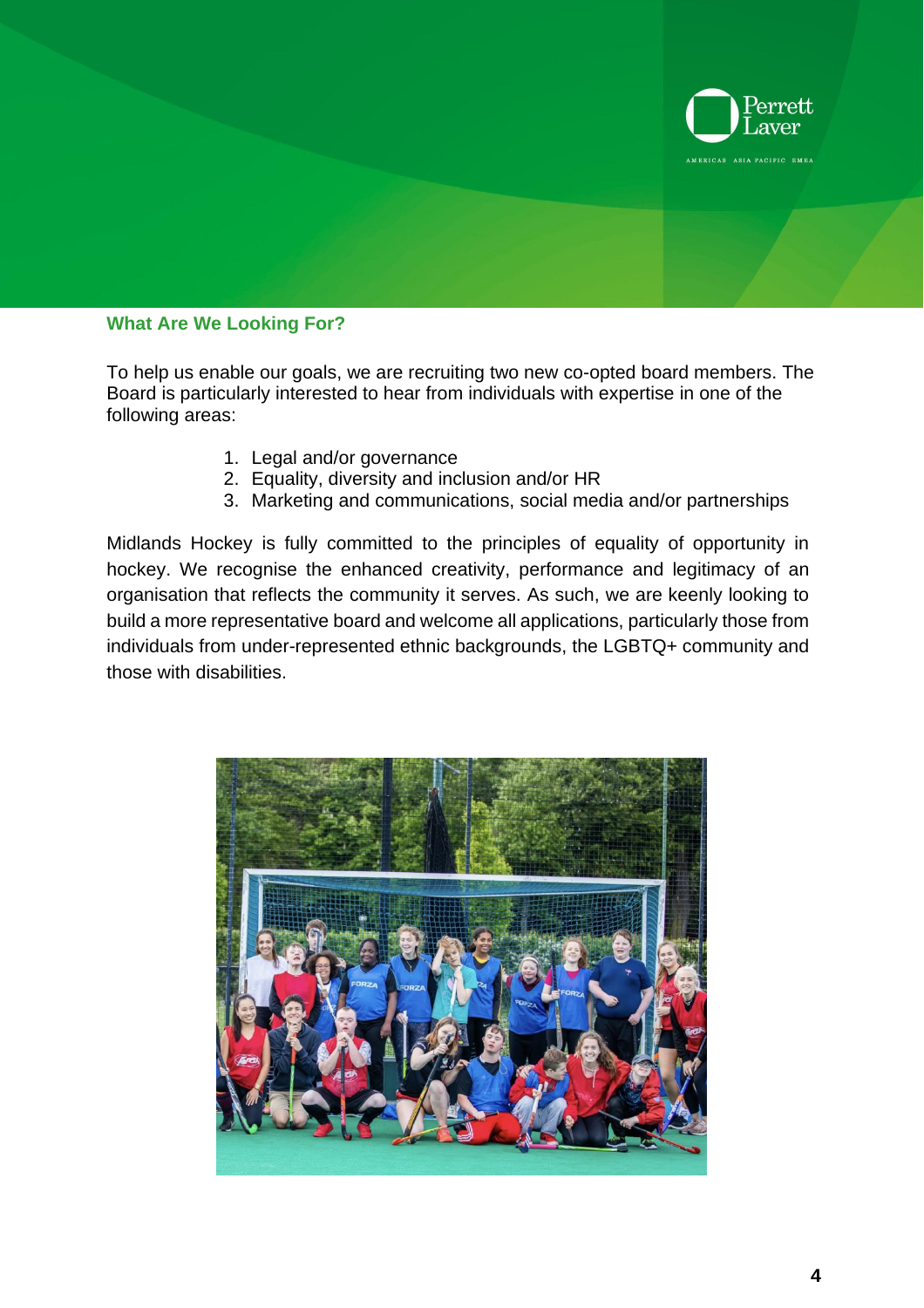## What Are We Looking For?

To help us enable our goals, we are recruiting two new co-opted board members. The Board is particularly interested to hear from individuals with expertise in one of the following areas:

1. Legal and/or governance
2. Equality, diversity and inclusion and/or HR
3. Marketing and communications, social media and/or partnerships

Midlands Hockey is fully committed to the principles of equality of opportunity in hockey. We recognise the enhanced creativity, performance and legitimacy of an organisation that reflects the community it serves. As such, we are keenly looking to build a more representative board and welcome all applications, particularly those from individuals from under-represented ethnic backgrounds, the LGBTQ+ community and those with disabilities.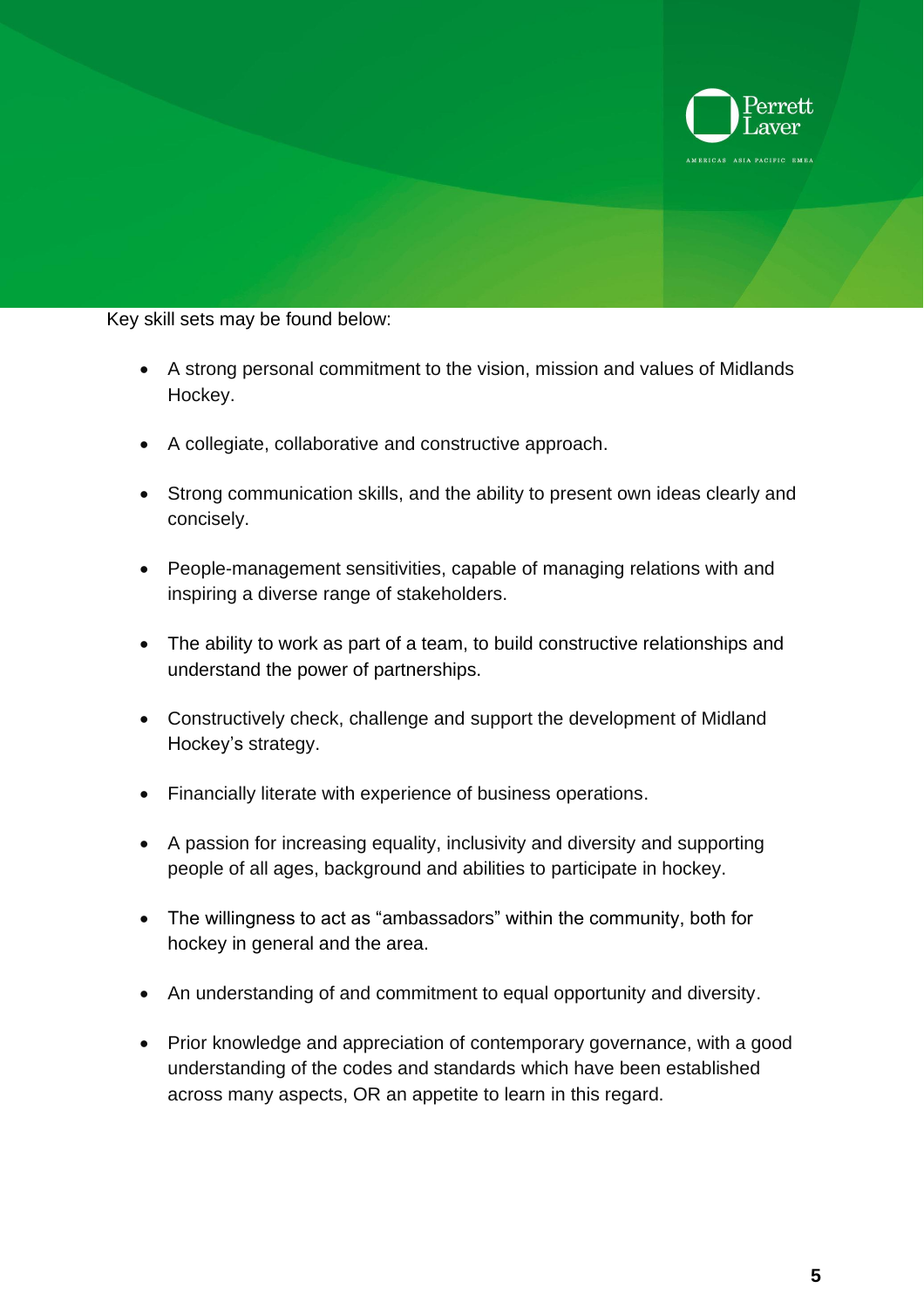Key skill sets may be found below:

- A strong personal commitment to the vision, mission and values of Midlands Hockey.
- A collegiate, collaborative and constructive approach.
- Strong communication skills, and the ability to present own ideas clearly and concisely.
- People-management sensitivities, capable of managing relations with and inspiring a diverse range of stakeholders.
- The ability to work as part of a team, to build constructive relationships and understand the power of partnerships.
- Constructively check, challenge and support the development of Midland Hockey's strategy.
- Financially literate with experience of business operations.
- A passion for increasing equality, inclusivity and diversity and supporting people of all ages, background and abilities to participate in hockey.
- The willingness to act as "ambassadors" within the community, both for hockey in general and the area.
- An understanding of and commitment to equal opportunity and diversity.
- Prior knowledge and appreciation of contemporary governance, with a good understanding of the codes and standards which have been established across many aspects, OR an appetite to learn in this regard.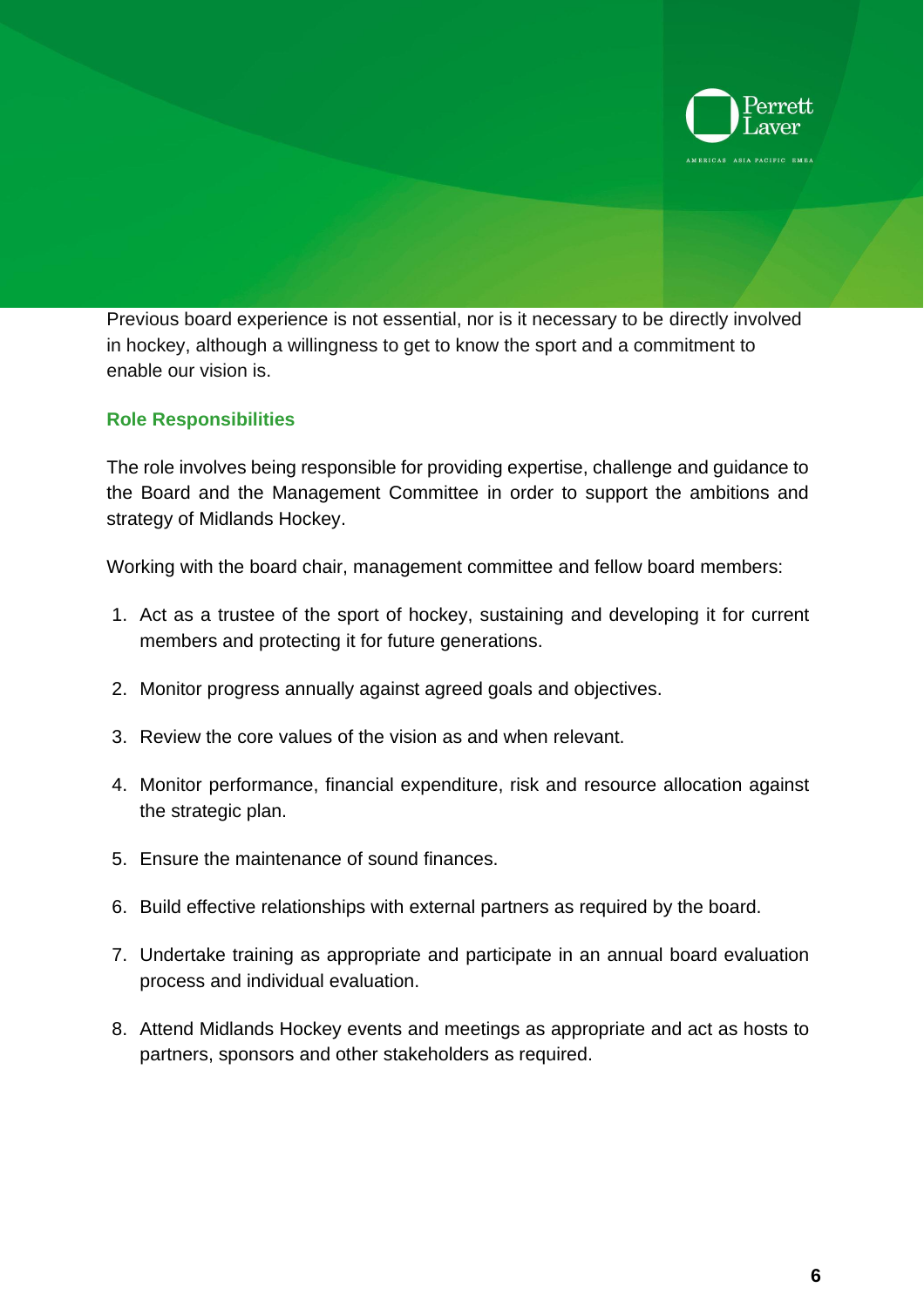Previous board experience is not essential, nor is it necessary to be directly involved in hockey, although a willingness to get to know the sport and a commitment to enable our vision is.

### Role Responsibilities

The role involves being responsible for providing expertise, challenge and guidance to the Board and the Management Committee in order to support the ambitions and strategy of Midlands Hockey.

Working with the board chair, management committee and fellow board members:

1. Act as a trustee of the sport of hockey, sustaining and developing it for current members and protecting it for future generations.
2. Monitor progress annually against agreed goals and objectives.
3. Review the core values of the vision as and when relevant.
4. Monitor performance, financial expenditure, risk and resource allocation against the strategic plan.
5. Ensure the maintenance of sound finances.
6. Build effective relationships with external partners as required by the board.
7. Undertake training as appropriate and participate in an annual board evaluation process and individual evaluation.
8. Attend Midlands Hockey events and meetings as appropriate and act as hosts to partners, sponsors and other stakeholders as required.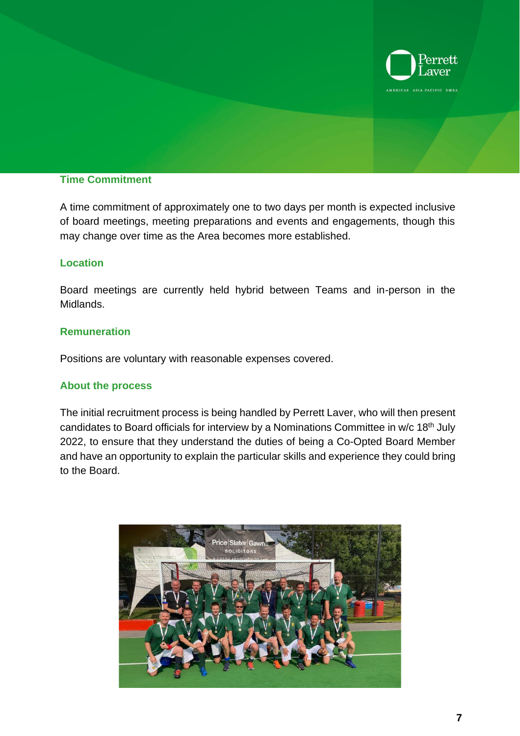## Time Commitment

A time commitment of approximately one to two days per month is expected inclusive of board meetings, meeting preparations and events and engagements, though this may change over time as the Area becomes more established.

## Location

Board meetings are currently held hybrid between Teams and in-person in the Midlands.

## Remuneration

Positions are voluntary with reasonable expenses covered.

## About the process

The initial recruitment process is being handled by Perrett Laver, who will then present candidates to Board officials for interview by a Nominations Committee in w/c 18th July 2022, to ensure that they understand the duties of being a Co-Opted Board Member and have an opportunity to explain the particular skills and experience they could bring to the Board.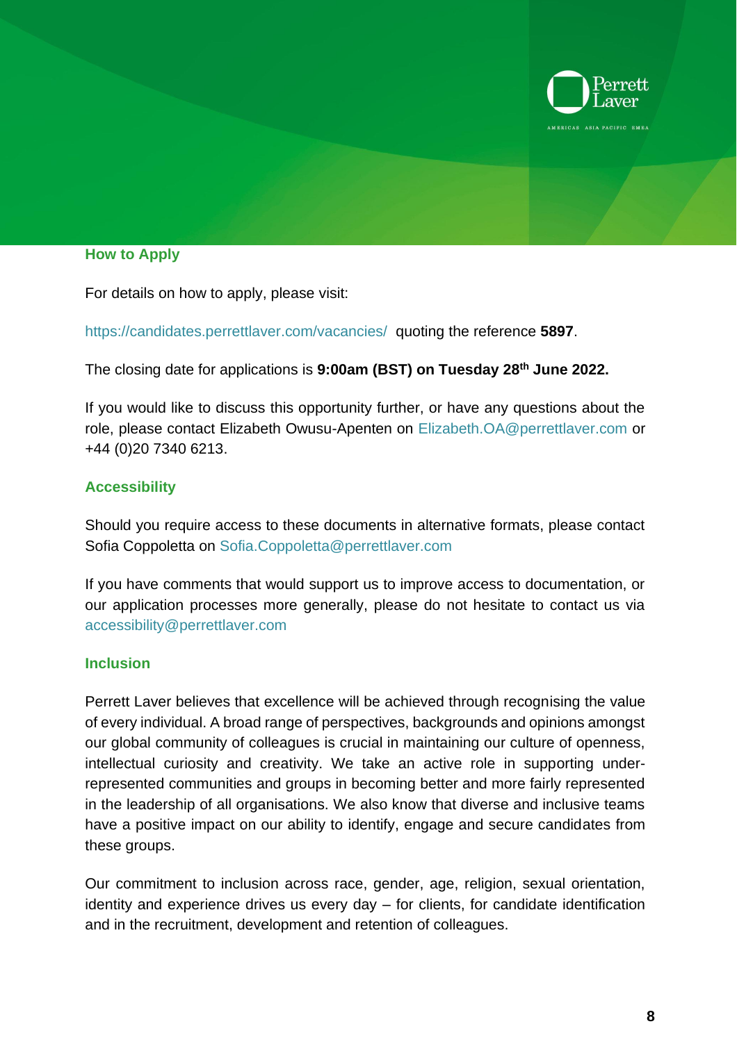## How to Apply

For details on how to apply, please visit:

https://candidates.perrettlaver.com/vacancies/ quoting the reference **5897**.

The closing date for applications is **9:00am (BST) on Tuesday 28th June 2022.**

If you would like to discuss this opportunity further, or have any questions about the role, please contact Elizabeth Owusu-Apenten on Elizabeth.OA@perrettlaver.com or +44 (0)20 7340 6213.

## Accessibility

Should you require access to these documents in alternative formats, please contact Sofia Coppoletta on Sofia.Coppoletta@perrettlaver.com

If you have comments that would support us to improve access to documentation, or our application processes more generally, please do not hesitate to contact us via accessibility@perrettlaver.com

## Inclusion

Perrett Laver believes that excellence will be achieved through recognising the value of every individual. A broad range of perspectives, backgrounds and opinions amongst our global community of colleagues is crucial in maintaining our culture of openness, intellectual curiosity and creativity. We take an active role in supporting under-represented communities and groups in becoming better and more fairly represented in the leadership of all organisations. We also know that diverse and inclusive teams have a positive impact on our ability to identify, engage and secure candidates from these groups.

Our commitment to inclusion across race, gender, age, religion, sexual orientation, identity and experience drives us every day – for clients, for candidate identification and in the recruitment, development and retention of colleagues.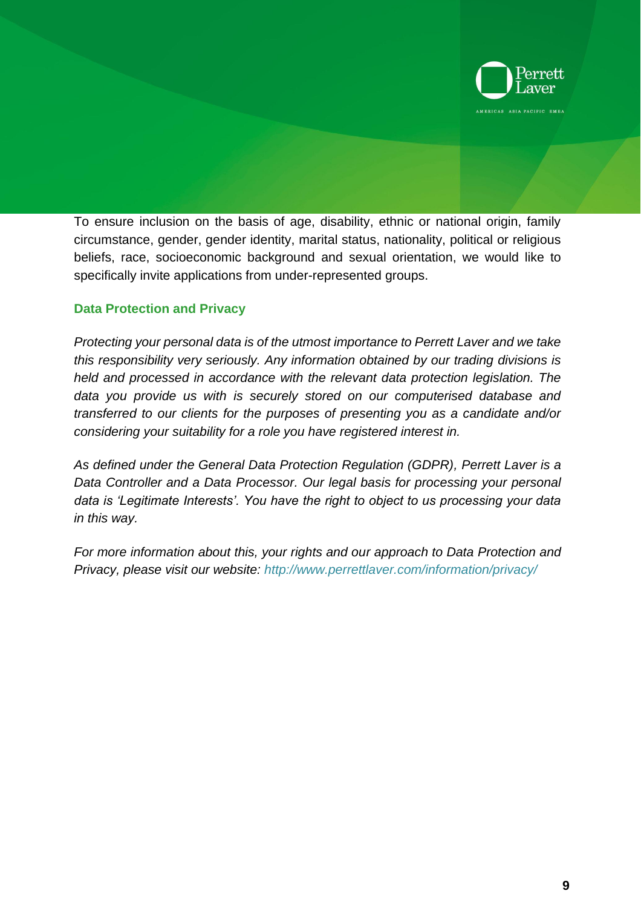To ensure inclusion on the basis of age, disability, ethnic or national origin, family circumstance, gender, gender identity, marital status, nationality, political or religious beliefs, race, socioeconomic background and sexual orientation, we would like to specifically invite applications from under-represented groups.

## Data Protection and Privacy

*Protecting your personal data is of the utmost importance to Perrett Laver and we take this responsibility very seriously. Any information obtained by our trading divisions is held and processed in accordance with the relevant data protection legislation. The data you provide us with is securely stored on our computerised database and transferred to our clients for the purposes of presenting you as a candidate and/or considering your suitability for a role you have registered interest in.*

*As defined under the General Data Protection Regulation (GDPR), Perrett Laver is a Data Controller and a Data Processor. Our legal basis for processing your personal data is 'Legitimate Interests'. You have the right to object to us processing your data in this way.*

*For more information about this, your rights and our approach to Data Protection and Privacy, please visit our website: http://www.perrettlaver.com/information/privacy/*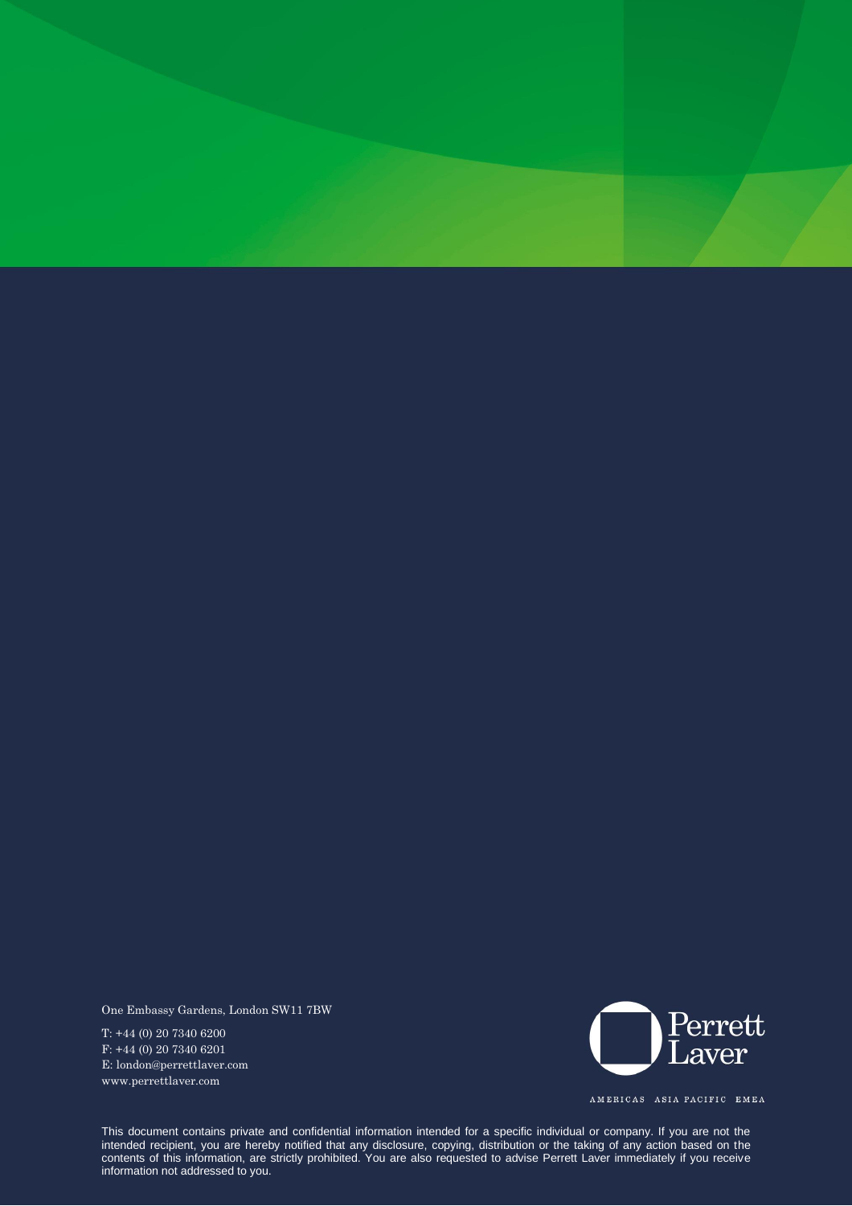One Embassy Gardens, London SW11 7BW

T: +44 (0) 20 7340 6200
F: +44 (0) 20 7340 6201
E: london@perrettlaver.com
www.perrettlaver.com

Perrett Laver

AMERICAS ASIA PACIFIC EMEA

This document contains private and confidential information intended for a specific individual or company. If you are not the intended recipient, you are hereby notified that any disclosure, copying, distribution or the taking of any action based on the contents of this information, are strictly prohibited. You are also requested to advise Perrett Laver immediately if you receive information not addressed to you.